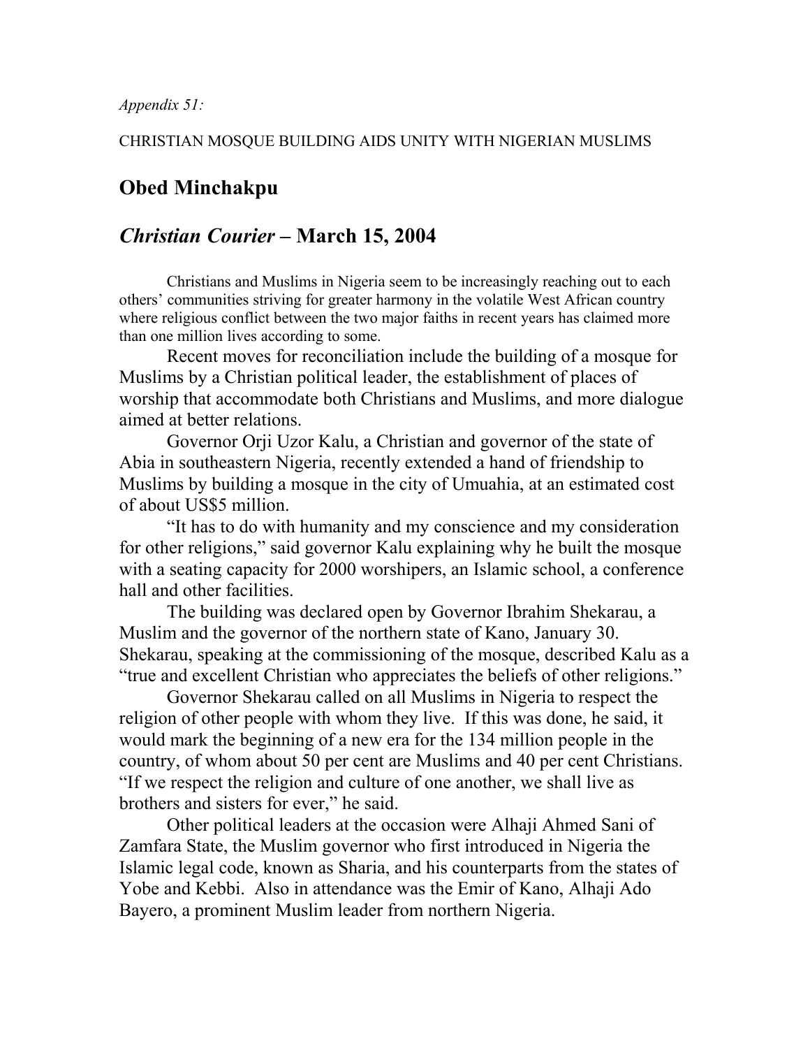*Appendix 51:*

CHRISTIAN MOSQUE BUILDING AIDS UNITY WITH NIGERIAN MUSLIMS

## Obed Minchakpu

## *Christian Courier* – March 15, 2004

Christians and Muslims in Nigeria seem to be increasingly reaching out to each others' communities striving for greater harmony in the volatile West African country where religious conflict between the two major faiths in recent years has claimed more than one million lives according to some.

Recent moves for reconciliation include the building of a mosque for Muslims by a Christian political leader, the establishment of places of worship that accommodate both Christians and Muslims, and more dialogue aimed at better relations.

Governor Orji Uzor Kalu, a Christian and governor of the state of Abia in southeastern Nigeria, recently extended a hand of friendship to Muslims by building a mosque in the city of Umuahia, at an estimated cost of about US$5 million.

"It has to do with humanity and my conscience and my consideration for other religions," said governor Kalu explaining why he built the mosque with a seating capacity for 2000 worshipers, an Islamic school, a conference hall and other facilities.

The building was declared open by Governor Ibrahim Shekarau, a Muslim and the governor of the northern state of Kano, January 30. Shekarau, speaking at the commissioning of the mosque, described Kalu as a "true and excellent Christian who appreciates the beliefs of other religions."

Governor Shekarau called on all Muslims in Nigeria to respect the religion of other people with whom they live. If this was done, he said, it would mark the beginning of a new era for the 134 million people in the country, of whom about 50 per cent are Muslims and 40 per cent Christians. "If we respect the religion and culture of one another, we shall live as brothers and sisters for ever," he said.

Other political leaders at the occasion were Alhaji Ahmed Sani of Zamfara State, the Muslim governor who first introduced in Nigeria the Islamic legal code, known as Sharia, and his counterparts from the states of Yobe and Kebbi. Also in attendance was the Emir of Kano, Alhaji Ado Bayero, a prominent Muslim leader from northern Nigeria.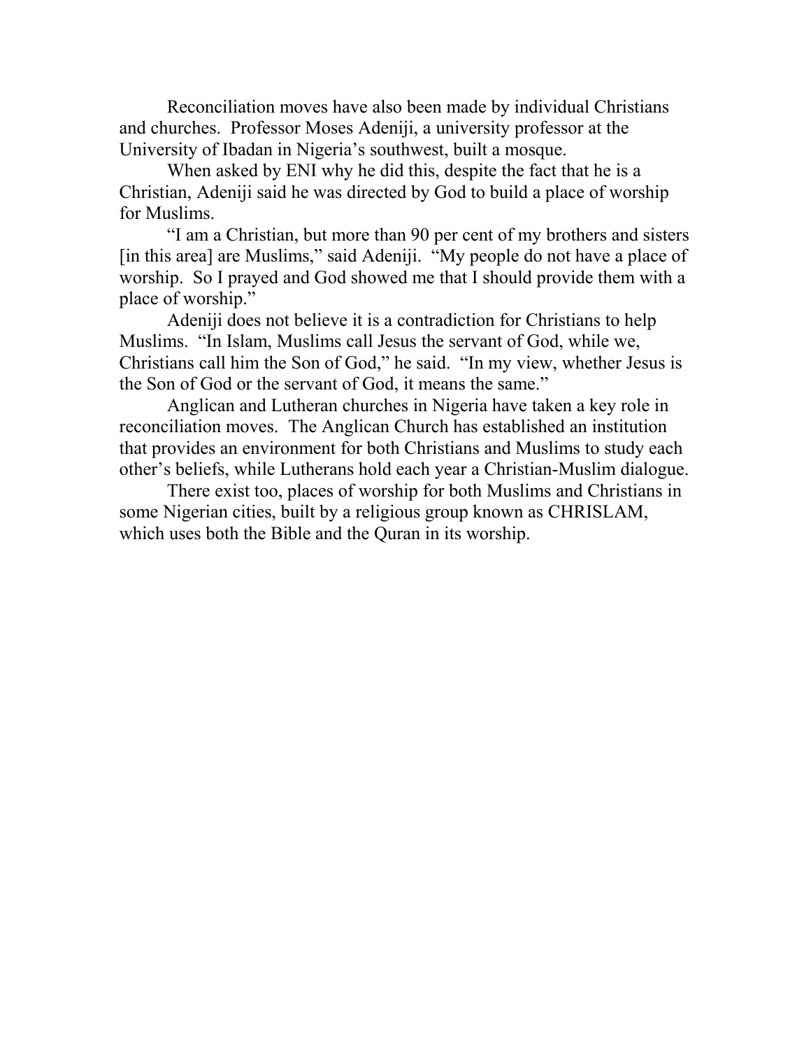Reconciliation moves have also been made by individual Christians and churches. Professor Moses Adeniji, a university professor at the University of Ibadan in Nigeria's southwest, built a mosque.

When asked by ENI why he did this, despite the fact that he is a Christian, Adeniji said he was directed by God to build a place of worship for Muslims.

"I am a Christian, but more than 90 per cent of my brothers and sisters [in this area] are Muslims," said Adeniji. "My people do not have a place of worship. So I prayed and God showed me that I should provide them with a place of worship."

Adeniji does not believe it is a contradiction for Christians to help Muslims. "In Islam, Muslims call Jesus the servant of God, while we, Christians call him the Son of God," he said. "In my view, whether Jesus is the Son of God or the servant of God, it means the same."

Anglican and Lutheran churches in Nigeria have taken a key role in reconciliation moves. The Anglican Church has established an institution that provides an environment for both Christians and Muslims to study each other's beliefs, while Lutherans hold each year a Christian-Muslim dialogue.

There exist too, places of worship for both Muslims and Christians in some Nigerian cities, built by a religious group known as CHRISLAM, which uses both the Bible and the Quran in its worship.